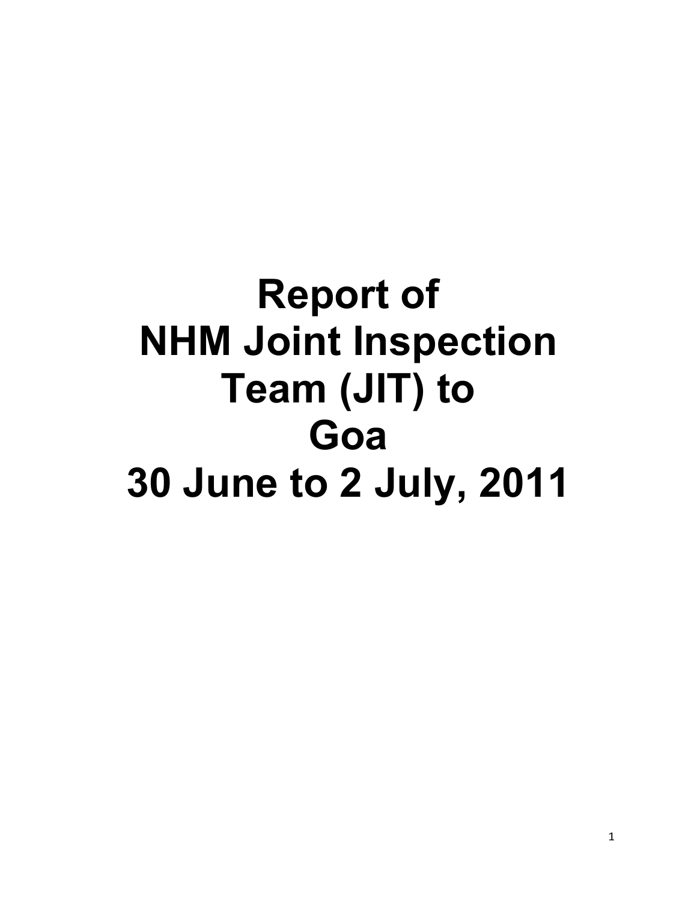# Report of NHM Joint Inspection Team (JIT) to Goa 30 June to 2 July, 2011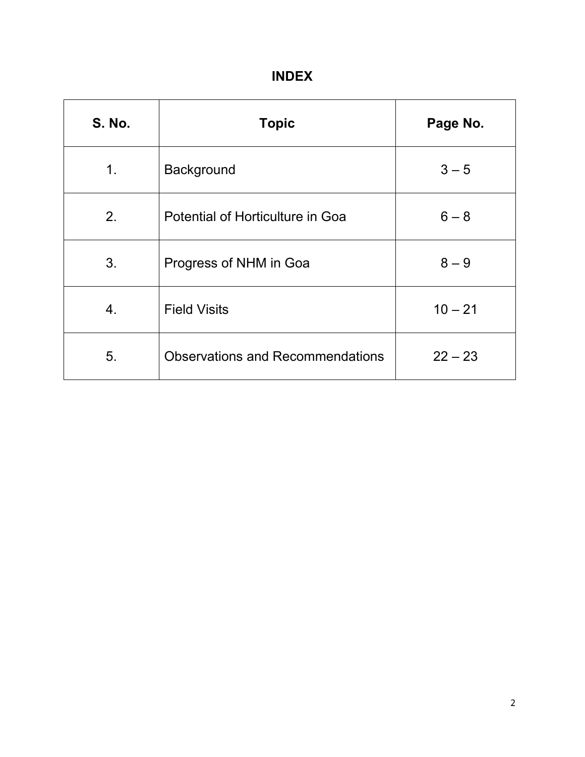# INDEX

| S. No. | Topic | Page No. |
|---|---|---|
| 1. | Background | 3 – 5 |
| 2. | Potential of Horticulture in Goa | 6 – 8 |
| 3. | Progress of NHM in Goa | 8 – 9 |
| 4. | Field Visits | 10 – 21 |
| 5. | Observations and Recommendations | 22 – 23 |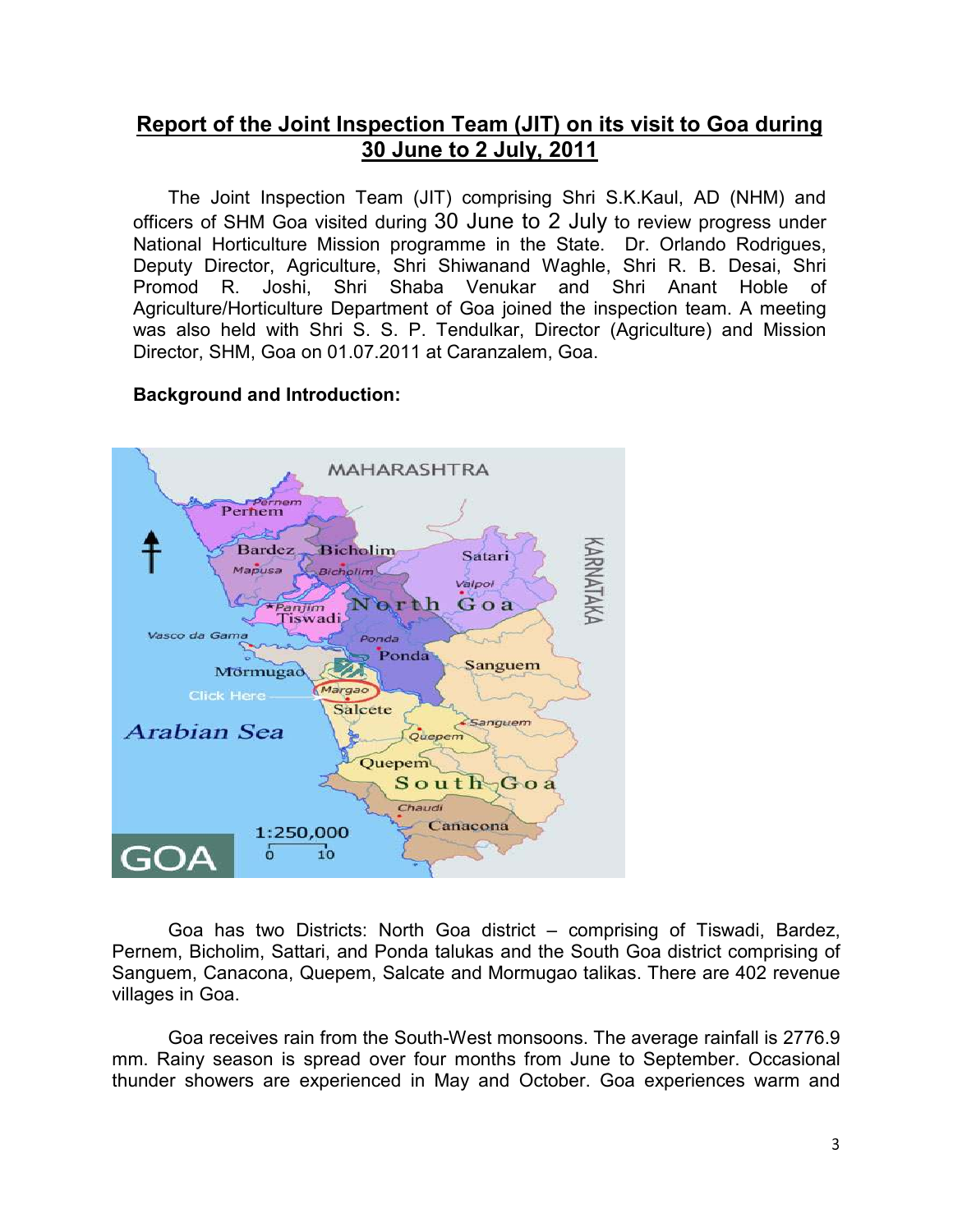## Report of the Joint Inspection Team (JIT) on its visit to Goa during 30 June to 2 July, 2011

The Joint Inspection Team (JIT) comprising Shri S.K.Kaul, AD (NHM) and officers of SHM Goa visited during 30 June to 2 July to review progress under National Horticulture Mission programme in the State. Dr. Orlando Rodrigues, Deputy Director, Agriculture, Shri Shiwanand Waghle, Shri R. B. Desai, Shri Promod R. Joshi, Shri Shaba Venukar and Shri Anant Hoble of Agriculture/Horticulture Department of Goa joined the inspection team. A meeting was also held with Shri S. S. P. Tendulkar, Director (Agriculture) and Mission Director, SHM, Goa on 01.07.2011 at Caranzalem, Goa.

**Background and Introduction:**

Goa has two Districts: North Goa district – comprising of Tiswadi, Bardez, Pernem, Bicholim, Sattari, and Ponda talukas and the South Goa district comprising of Sanguem, Canacona, Quepem, Salcate and Mormugao talikas. There are 402 revenue villages in Goa.

Goa receives rain from the South-West monsoons. The average rainfall is 2776.9 mm. Rainy season is spread over four months from June to September. Occasional thunder showers are experienced in May and October. Goa experiences warm and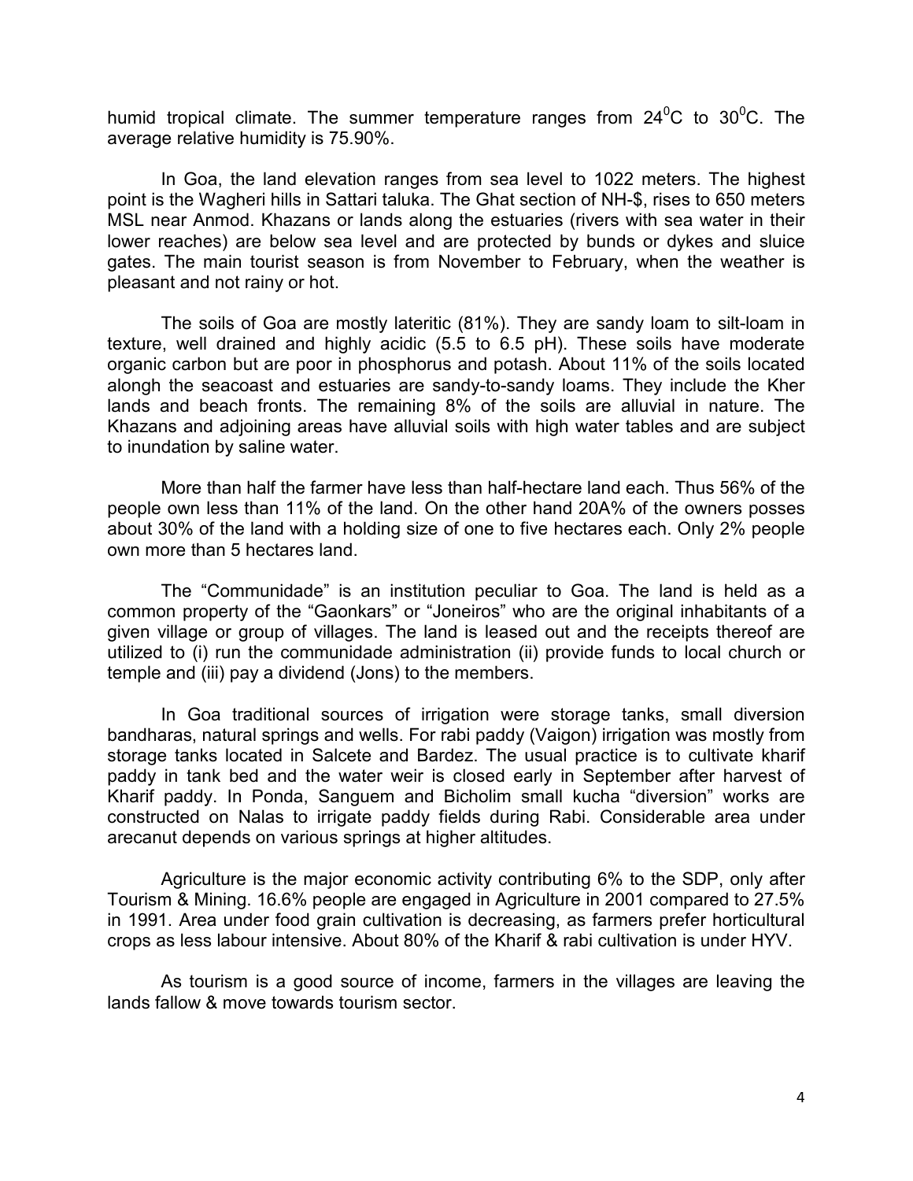humid tropical climate. The summer temperature ranges from $24^0$C to $30^0$C. The average relative humidity is 75.90%.

In Goa, the land elevation ranges from sea level to 1022 meters. The highest point is the Wagheri hills in Sattari taluka. The Ghat section of NH-$, rises to 650 meters MSL near Anmod. Khazans or lands along the estuaries (rivers with sea water in their lower reaches) are below sea level and are protected by bunds or dykes and sluice gates. The main tourist season is from November to February, when the weather is pleasant and not rainy or hot.

The soils of Goa are mostly lateritic (81%). They are sandy loam to silt-loam in texture, well drained and highly acidic (5.5 to 6.5 pH). These soils have moderate organic carbon but are poor in phosphorus and potash. About 11% of the soils located alongh the seacoast and estuaries are sandy-to-sandy loams. They include the Kher lands and beach fronts. The remaining 8% of the soils are alluvial in nature. The Khazans and adjoining areas have alluvial soils with high water tables and are subject to inundation by saline water.

More than half the farmer have less than half-hectare land each. Thus 56% of the people own less than 11% of the land. On the other hand 20A% of the owners posses about 30% of the land with a holding size of one to five hectares each. Only 2% people own more than 5 hectares land.

The "Communidade" is an institution peculiar to Goa. The land is held as a common property of the "Gaonkars" or "Joneiros" who are the original inhabitants of a given village or group of villages. The land is leased out and the receipts thereof are utilized to (i) run the communidade administration (ii) provide funds to local church or temple and (iii) pay a dividend (Jons) to the members.

In Goa traditional sources of irrigation were storage tanks, small diversion bandharas, natural springs and wells. For rabi paddy (Vaigon) irrigation was mostly from storage tanks located in Salcete and Bardez. The usual practice is to cultivate kharif paddy in tank bed and the water weir is closed early in September after harvest of Kharif paddy. In Ponda, Sanguem and Bicholim small kucha "diversion" works are constructed on Nalas to irrigate paddy fields during Rabi. Considerable area under arecanut depends on various springs at higher altitudes.

Agriculture is the major economic activity contributing 6% to the SDP, only after Tourism & Mining. 16.6% people are engaged in Agriculture in 2001 compared to 27.5% in 1991. Area under food grain cultivation is decreasing, as farmers prefer horticultural crops as less labour intensive. About 80% of the Kharif & rabi cultivation is under HYV.

As tourism is a good source of income, farmers in the villages are leaving the lands fallow & move towards tourism sector.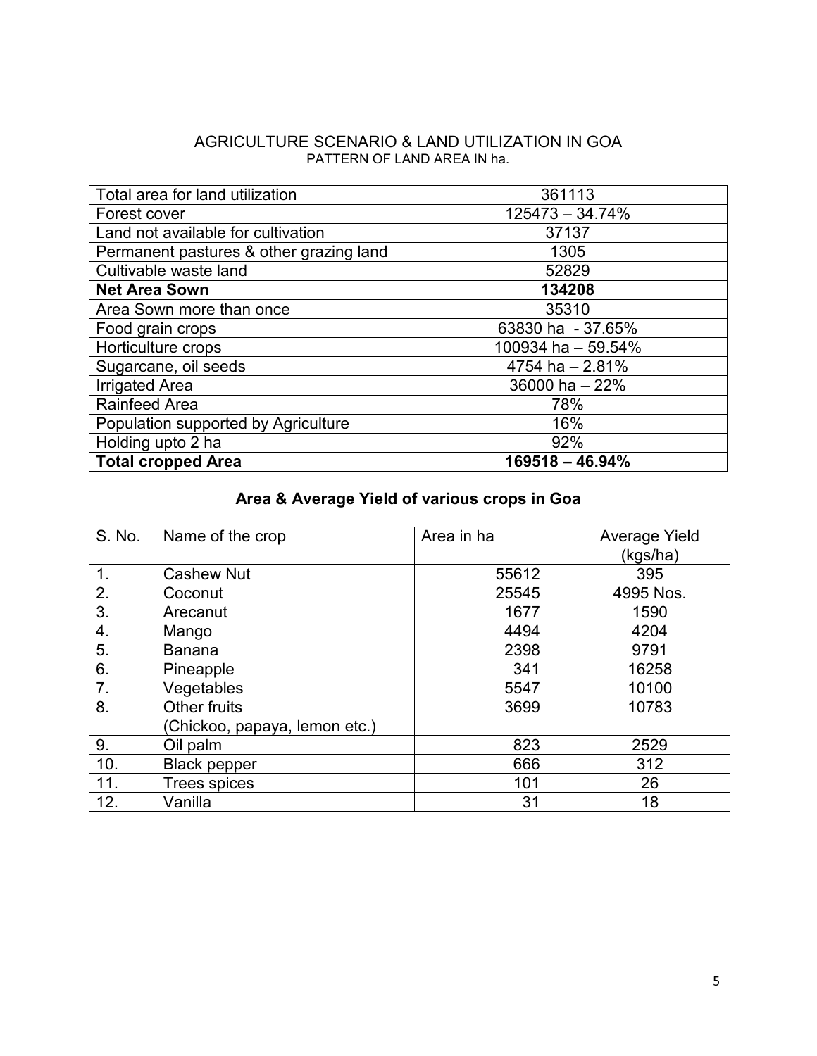# AGRICULTURE SCENARIO & LAND UTILIZATION IN GOA

PATTERN OF LAND AREA IN ha.

| | |
|---|---|
| Total area for land utilization | 361113 |
| Forest cover | 125473 – 34.74% |
| Land not available for cultivation | 37137 |
| Permanent pastures & other grazing land | 1305 |
| Cultivable waste land | 52829 |
| **Net Area Sown** | **134208** |
| Area Sown more than once | 35310 |
| Food grain crops | 63830 ha - 37.65% |
| Horticulture crops | 100934 ha – 59.54% |
| Sugarcane, oil seeds | 4754 ha – 2.81% |
| Irrigated Area | 36000 ha – 22% |
| Rainfeed Area | 78% |
| Population supported by Agriculture | 16% |
| Holding upto 2 ha | 92% |
| **Total cropped Area** | **169518 – 46.94%** |

## Area & Average Yield of various crops in Goa

| S. No. | Name of the crop | Area in ha | Average Yield (kgs/ha) |
|---|---|---|---|
| 1. | Cashew Nut | 55612 | 395 |
| 2. | Coconut | 25545 | 4995 Nos. |
| 3. | Arecanut | 1677 | 1590 |
| 4. | Mango | 4494 | 4204 |
| 5. | Banana | 2398 | 9791 |
| 6. | Pineapple | 341 | 16258 |
| 7. | Vegetables | 5547 | 10100 |
| 8. | Other fruits (Chickoo, papaya, lemon etc.) | 3699 | 10783 |
| 9. | Oil palm | 823 | 2529 |
| 10. | Black pepper | 666 | 312 |
| 11. | Trees spices | 101 | 26 |
| 12. | Vanilla | 31 | 18 |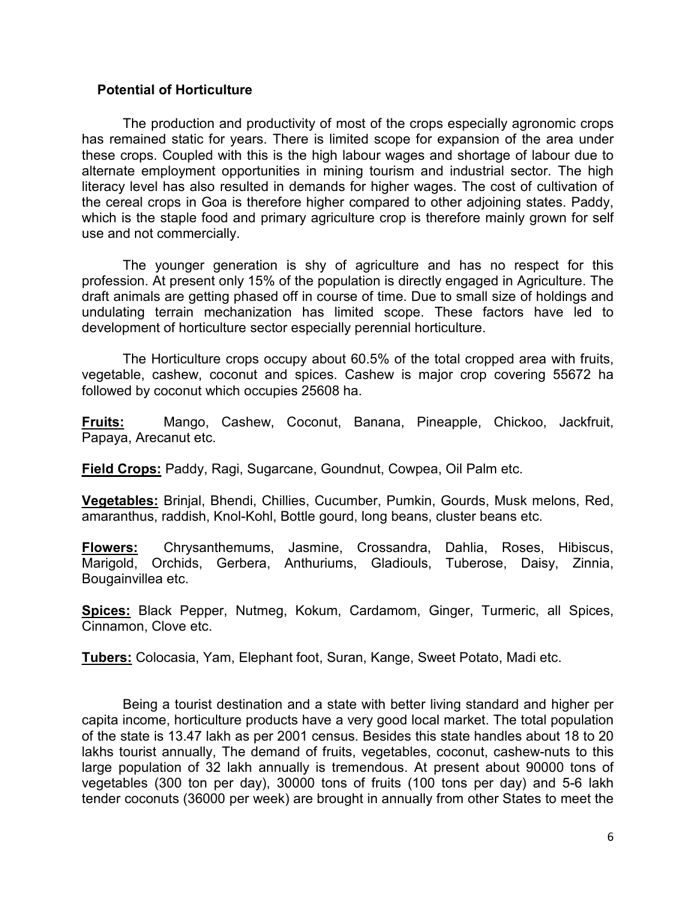## Potential of Horticulture

The production and productivity of most of the crops especially agronomic crops has remained static for years. There is limited scope for expansion of the area under these crops. Coupled with this is the high labour wages and shortage of labour due to alternate employment opportunities in mining tourism and industrial sector. The high literacy level has also resulted in demands for higher wages. The cost of cultivation of the cereal crops in Goa is therefore higher compared to other adjoining states. Paddy, which is the staple food and primary agriculture crop is therefore mainly grown for self use and not commercially.

The younger generation is shy of agriculture and has no respect for this profession. At present only 15% of the population is directly engaged in Agriculture. The draft animals are getting phased off in course of time. Due to small size of holdings and undulating terrain mechanization has limited scope. These factors have led to development of horticulture sector especially perennial horticulture.

The Horticulture crops occupy about 60.5% of the total cropped area with fruits, vegetable, cashew, coconut and spices. Cashew is major crop covering 55672 ha followed by coconut which occupies 25608 ha.

**Fruits:** Mango, Cashew, Coconut, Banana, Pineapple, Chickoo, Jackfruit, Papaya, Arecanut etc.

**Field Crops:** Paddy, Ragi, Sugarcane, Goundnut, Cowpea, Oil Palm etc.

**Vegetables:** Brinjal, Bhendi, Chillies, Cucumber, Pumkin, Gourds, Musk melons, Red, amaranthus, raddish, Knol-Kohl, Bottle gourd, long beans, cluster beans etc.

**Flowers:** Chrysanthemums, Jasmine, Crossandra, Dahlia, Roses, Hibiscus, Marigold, Orchids, Gerbera, Anthuriums, Gladiouls, Tuberose, Daisy, Zinnia, Bougainvillea etc.

**Spices:** Black Pepper, Nutmeg, Kokum, Cardamom, Ginger, Turmeric, all Spices, Cinnamon, Clove etc.

**Tubers:** Colocasia, Yam, Elephant foot, Suran, Kange, Sweet Potato, Madi etc.

Being a tourist destination and a state with better living standard and higher per capita income, horticulture products have a very good local market. The total population of the state is 13.47 lakh as per 2001 census. Besides this state handles about 18 to 20 lakhs tourist annually, The demand of fruits, vegetables, coconut, cashew-nuts to this large population of 32 lakh annually is tremendous. At present about 90000 tons of vegetables (300 ton per day), 30000 tons of fruits (100 tons per day) and 5-6 lakh tender coconuts (36000 per week) are brought in annually from other States to meet the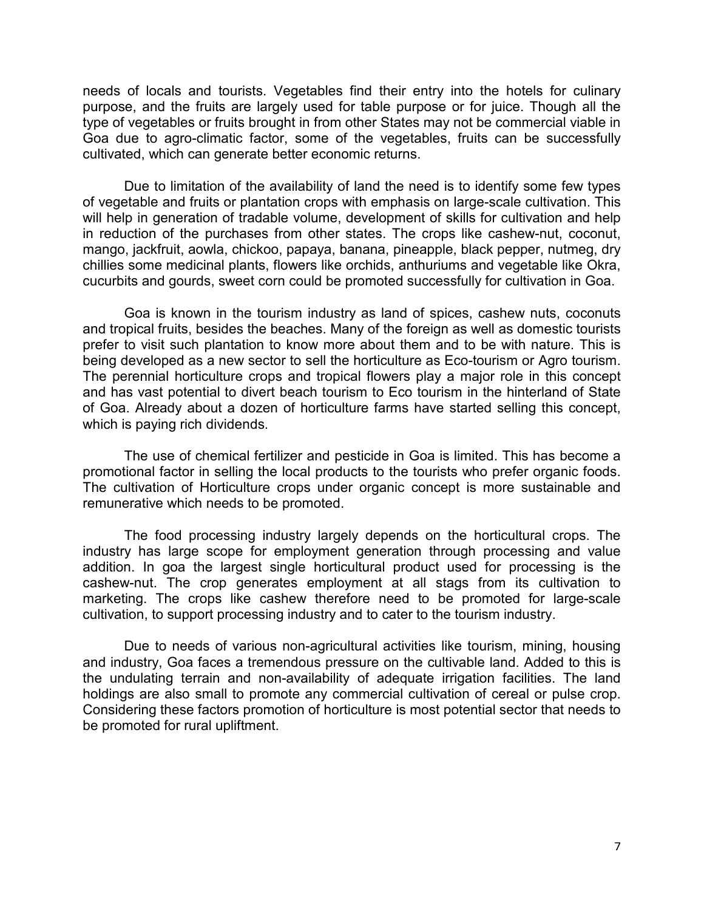needs of locals and tourists. Vegetables find their entry into the hotels for culinary purpose, and the fruits are largely used for table purpose or for juice. Though all the type of vegetables or fruits brought in from other States may not be commercial viable in Goa due to agro-climatic factor, some of the vegetables, fruits can be successfully cultivated, which can generate better economic returns.

Due to limitation of the availability of land the need is to identify some few types of vegetable and fruits or plantation crops with emphasis on large-scale cultivation. This will help in generation of tradable volume, development of skills for cultivation and help in reduction of the purchases from other states. The crops like cashew-nut, coconut, mango, jackfruit, aowla, chickoo, papaya, banana, pineapple, black pepper, nutmeg, dry chillies some medicinal plants, flowers like orchids, anthuriums and vegetable like Okra, cucurbits and gourds, sweet corn could be promoted successfully for cultivation in Goa.

Goa is known in the tourism industry as land of spices, cashew nuts, coconuts and tropical fruits, besides the beaches. Many of the foreign as well as domestic tourists prefer to visit such plantation to know more about them and to be with nature. This is being developed as a new sector to sell the horticulture as Eco-tourism or Agro tourism. The perennial horticulture crops and tropical flowers play a major role in this concept and has vast potential to divert beach tourism to Eco tourism in the hinterland of State of Goa. Already about a dozen of horticulture farms have started selling this concept, which is paying rich dividends.

The use of chemical fertilizer and pesticide in Goa is limited. This has become a promotional factor in selling the local products to the tourists who prefer organic foods. The cultivation of Horticulture crops under organic concept is more sustainable and remunerative which needs to be promoted.

The food processing industry largely depends on the horticultural crops. The industry has large scope for employment generation through processing and value addition. In goa the largest single horticultural product used for processing is the cashew-nut. The crop generates employment at all stags from its cultivation to marketing. The crops like cashew therefore need to be promoted for large-scale cultivation, to support processing industry and to cater to the tourism industry.

Due to needs of various non-agricultural activities like tourism, mining, housing and industry, Goa faces a tremendous pressure on the cultivable land. Added to this is the undulating terrain and non-availability of adequate irrigation facilities. The land holdings are also small to promote any commercial cultivation of cereal or pulse crop. Considering these factors promotion of horticulture is most potential sector that needs to be promoted for rural upliftment.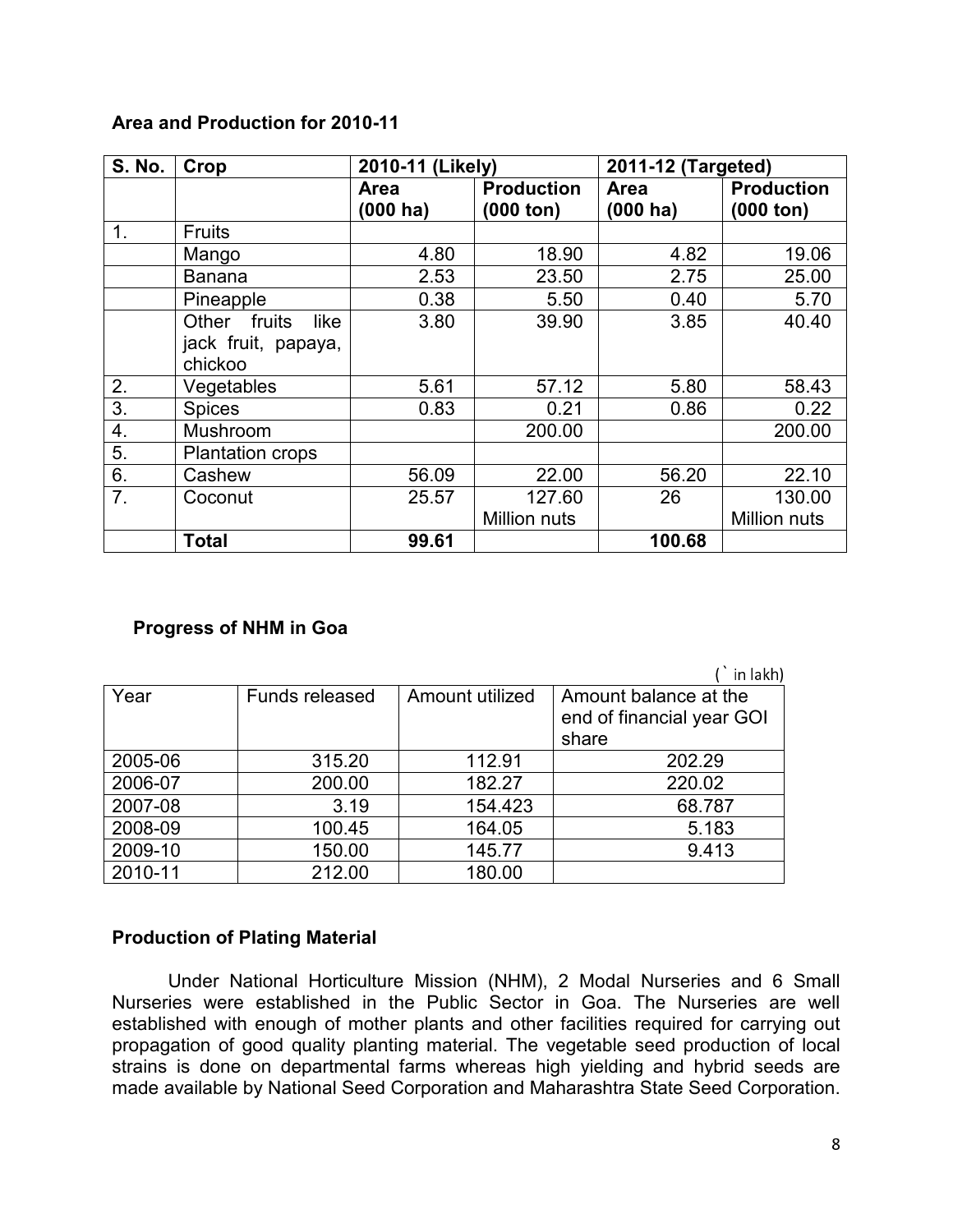**Area and Production for 2010-11**

| S. No. | Crop | 2010-11 (Likely) | | 2011-12 (Targeted) | |
|---|---|---|---|---|---|
| | | Area (000 ha) | Production (000 ton) | Area (000 ha) | Production (000 ton) |
| 1. | Fruits | | | | |
| | Mango | 4.80 | 18.90 | 4.82 | 19.06 |
| | Banana | 2.53 | 23.50 | 2.75 | 25.00 |
| | Pineapple | 0.38 | 5.50 | 0.40 | 5.70 |
| | Other fruits like jack fruit, papaya, chickoo | 3.80 | 39.90 | 3.85 | 40.40 |
| 2. | Vegetables | 5.61 | 57.12 | 5.80 | 58.43 |
| 3. | Spices | 0.83 | 0.21 | 0.86 | 0.22 |
| 4. | Mushroom | | 200.00 | | 200.00 |
| 5. | Plantation crops | | | | |
| 6. | Cashew | 56.09 | 22.00 | 56.20 | 22.10 |
| 7. | Coconut | 25.57 | 127.60 Million nuts | 26 | 130.00 Million nuts |
| | **Total** | **99.61** | | **100.68** | |

**Progress of NHM in Goa**

(` in lakh)

| Year | Funds released | Amount utilized | Amount balance at the end of financial year GOI share |
|---|---|---|---|
| 2005-06 | 315.20 | 112.91 | 202.29 |
| 2006-07 | 200.00 | 182.27 | 220.02 |
| 2007-08 | 3.19 | 154.423 | 68.787 |
| 2008-09 | 100.45 | 164.05 | 5.183 |
| 2009-10 | 150.00 | 145.77 | 9.413 |
| 2010-11 | 212.00 | 180.00 | |

**Production of Plating Material**

Under National Horticulture Mission (NHM), 2 Modal Nurseries and 6 Small Nurseries were established in the Public Sector in Goa. The Nurseries are well established with enough of mother plants and other facilities required for carrying out propagation of good quality planting material. The vegetable seed production of local strains is done on departmental farms whereas high yielding and hybrid seeds are made available by National Seed Corporation and Maharashtra State Seed Corporation.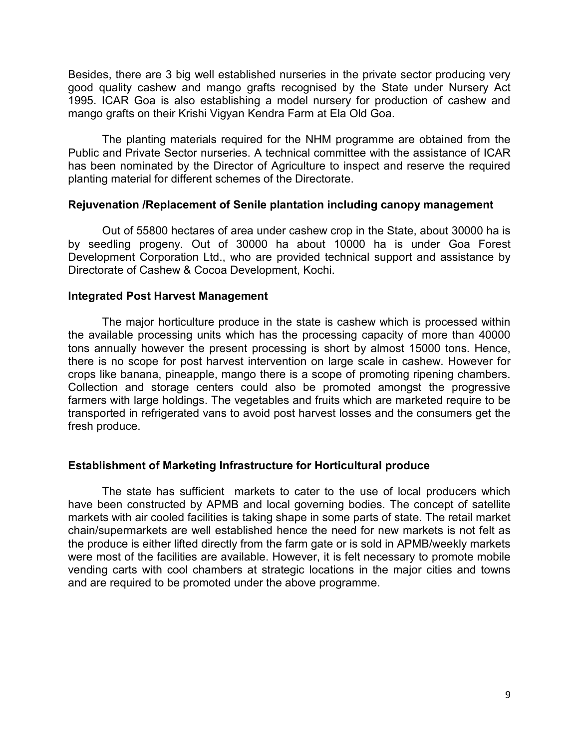Besides, there are 3 big well established nurseries in the private sector producing very good quality cashew and mango grafts recognised by the State under Nursery Act 1995. ICAR Goa is also establishing a model nursery for production of cashew and mango grafts on their Krishi Vigyan Kendra Farm at Ela Old Goa.

The planting materials required for the NHM programme are obtained from the Public and Private Sector nurseries. A technical committee with the assistance of ICAR has been nominated by the Director of Agriculture to inspect and reserve the required planting material for different schemes of the Directorate.

**Rejuvenation /Replacement of Senile plantation including canopy management**

Out of 55800 hectares of area under cashew crop in the State, about 30000 ha is by seedling progeny. Out of 30000 ha about 10000 ha is under Goa Forest Development Corporation Ltd., who are provided technical support and assistance by Directorate of Cashew & Cocoa Development, Kochi.

**Integrated Post Harvest Management**

The major horticulture produce in the state is cashew which is processed within the available processing units which has the processing capacity of more than 40000 tons annually however the present processing is short by almost 15000 tons. Hence, there is no scope for post harvest intervention on large scale in cashew. However for crops like banana, pineapple, mango there is a scope of promoting ripening chambers. Collection and storage centers could also be promoted amongst the progressive farmers with large holdings. The vegetables and fruits which are marketed require to be transported in refrigerated vans to avoid post harvest losses and the consumers get the fresh produce.

**Establishment of Marketing Infrastructure for Horticultural produce**

The state has sufficient markets to cater to the use of local producers which have been constructed by APMB and local governing bodies. The concept of satellite markets with air cooled facilities is taking shape in some parts of state. The retail market chain/supermarkets are well established hence the need for new markets is not felt as the produce is either lifted directly from the farm gate or is sold in APMB/weekly markets were most of the facilities are available. However, it is felt necessary to promote mobile vending carts with cool chambers at strategic locations in the major cities and towns and are required to be promoted under the above programme.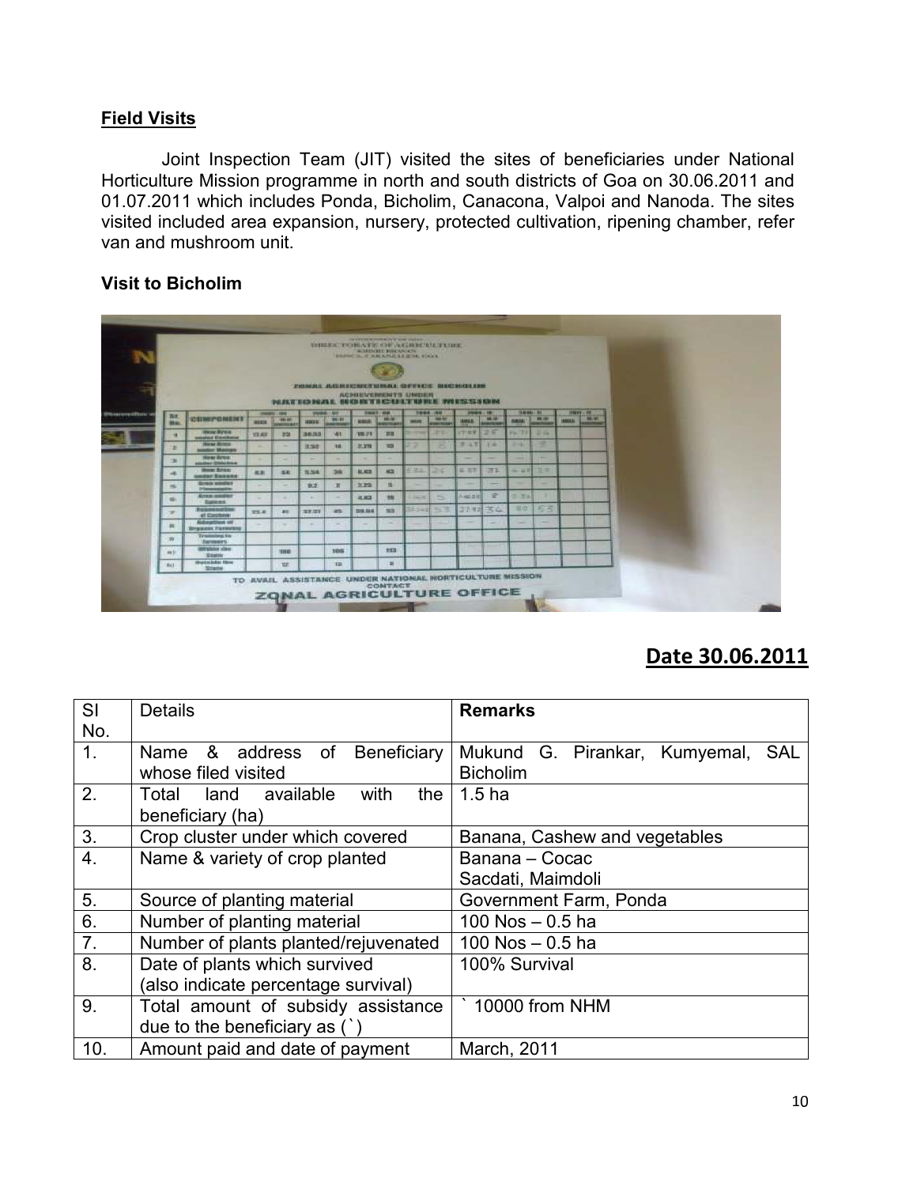**Field Visits**

Joint Inspection Team (JIT) visited the sites of beneficiaries under National Horticulture Mission programme in north and south districts of Goa on 30.06.2011 and 01.07.2011 which includes Ponda, Bicholim, Canacona, Valpoi and Nanoda. The sites visited included area expansion, nursery, protected cultivation, ripening chamber, refer van and mushroom unit.

**Visit to Bicholim**

**Date 30.06.2011**

| Sl No. | Details | **Remarks** |
|---|---|---|
| 1. | Name & address of Beneficiary whose filed visited | Mukund G. Pirankar, Kumyemal, SAL Bicholim |
| 2. | Total land available with the beneficiary (ha) | 1.5 ha |
| 3. | Crop cluster under which covered | Banana, Cashew and vegetables |
| 4. | Name & variety of crop planted | Banana – Cocac Sacdati, Maimdoli |
| 5. | Source of planting material | Government Farm, Ponda |
| 6. | Number of planting material | 100 Nos – 0.5 ha |
| 7. | Number of plants planted/rejuvenated | 100 Nos – 0.5 ha |
| 8. | Date of plants which survived (also indicate percentage survival) | 100% Survival |
| 9. | Total amount of subsidy assistance due to the beneficiary as (`) | ` 10000 from NHM |
| 10. | Amount paid and date of payment | March, 2011 |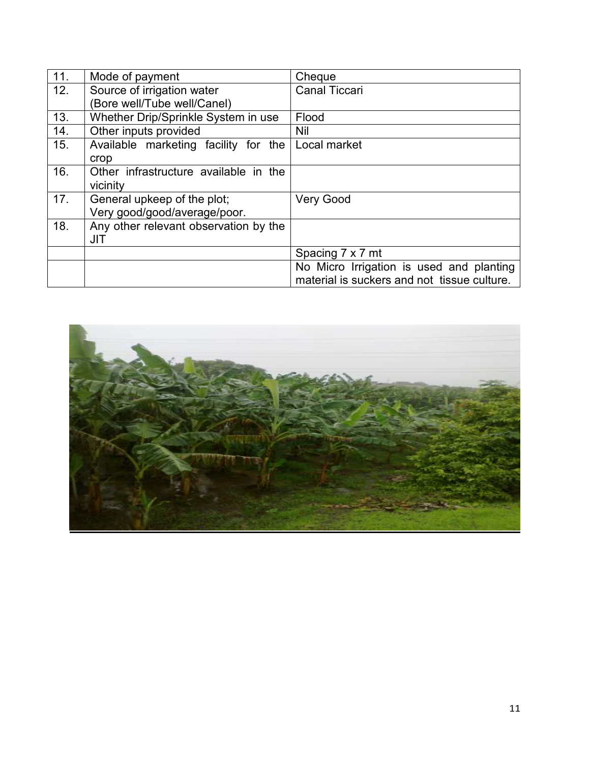| 11. | Mode of payment | Cheque |
|---|---|---|
| 12. | Source of irrigation water (Bore well/Tube well/Canel) | Canal Ticcari |
| 13. | Whether Drip/Sprinkle System in use | Flood |
| 14. | Other inputs provided | Nil |
| 15. | Available marketing facility for the crop | Local market |
| 16. | Other infrastructure available in the vicinity | |
| 17. | General upkeep of the plot; Very good/good/average/poor. | Very Good |
| 18. | Any other relevant observation by the JIT | |
| | | Spacing 7 x 7 mt |
| | | No Micro Irrigation is used and planting material is suckers and not tissue culture. |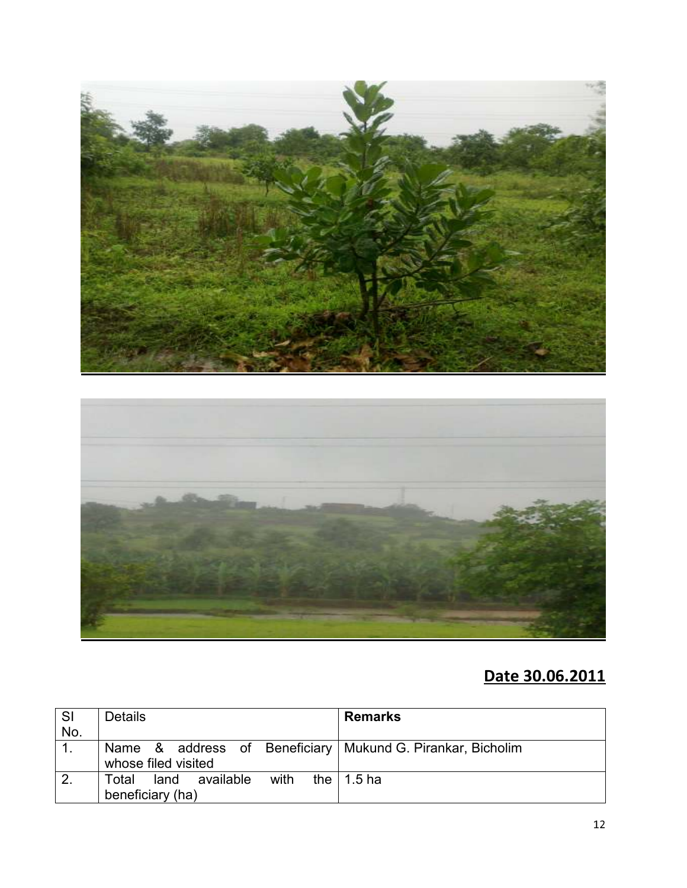**Date 30.06.2011**

| Sl No. | Details | **Remarks** |
|---|---|---|
| 1. | Name & address of Beneficiary whose filed visited | Mukund G. Pirankar, Bicholim |
| 2. | Total land available with the beneficiary (ha) | 1.5 ha |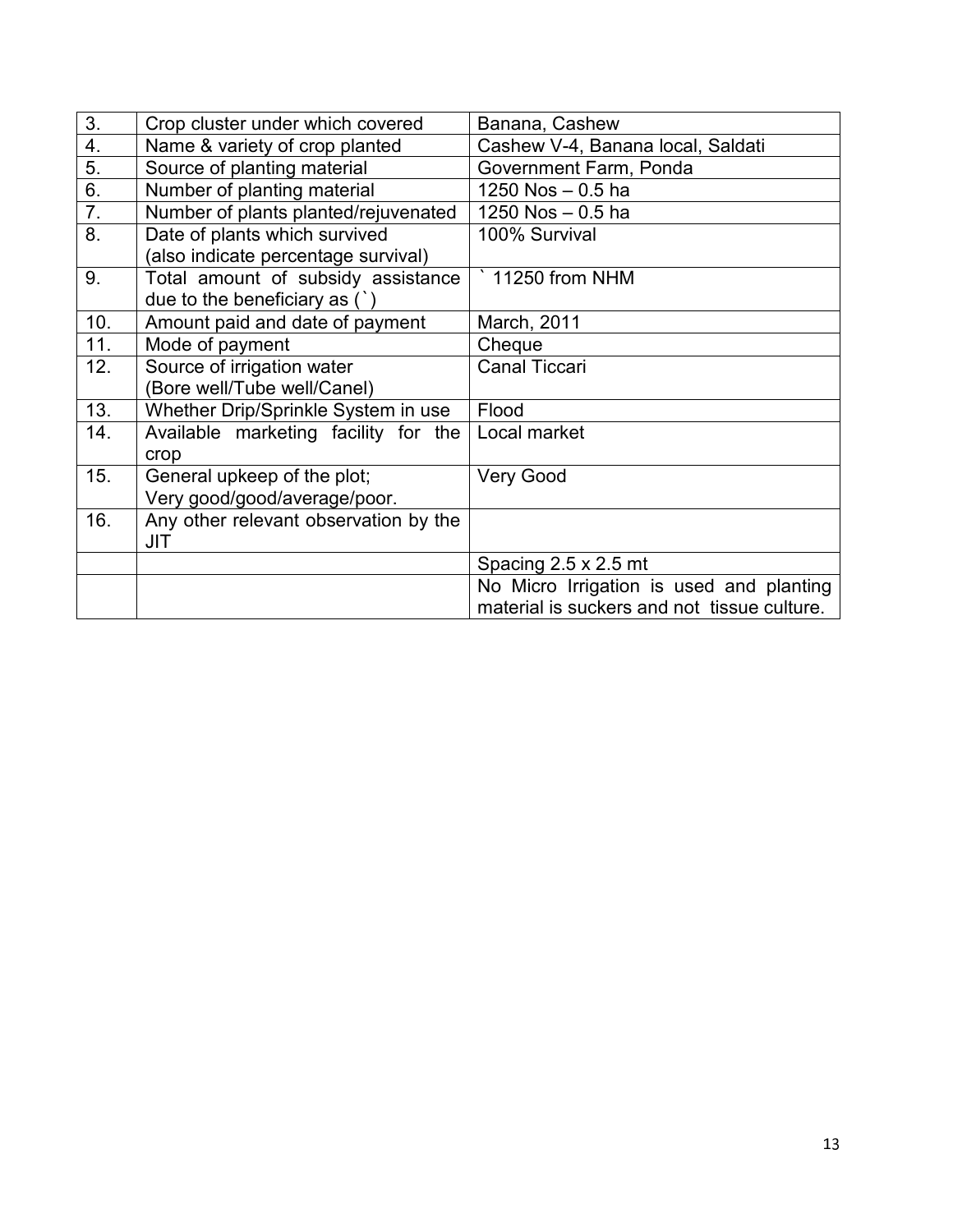| 3. | Crop cluster under which covered | Banana, Cashew |
|---|---|---|
| 4. | Name & variety of crop planted | Cashew V-4, Banana local, Saldati |
| 5. | Source of planting material | Government Farm, Ponda |
| 6. | Number of planting material | 1250 Nos – 0.5 ha |
| 7. | Number of plants planted/rejuvenated | 1250 Nos – 0.5 ha |
| 8. | Date of plants which survived (also indicate percentage survival) | 100% Survival |
| 9. | Total amount of subsidy assistance due to the beneficiary as (`) | ` 11250 from NHM |
| 10. | Amount paid and date of payment | March, 2011 |
| 11. | Mode of payment | Cheque |
| 12. | Source of irrigation water (Bore well/Tube well/Canel) | Canal Ticcari |
| 13. | Whether Drip/Sprinkle System in use | Flood |
| 14. | Available marketing facility for the crop | Local market |
| 15. | General upkeep of the plot; Very good/good/average/poor. | Very Good |
| 16. | Any other relevant observation by the JIT | |
| | | Spacing 2.5 x 2.5 mt |
| | | No Micro Irrigation is used and planting material is suckers and not tissue culture. |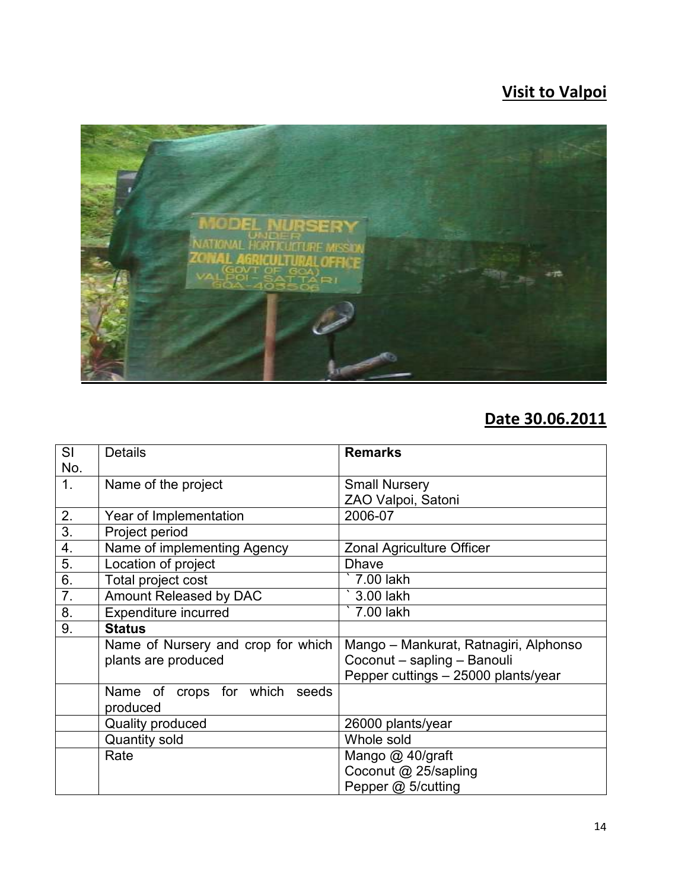# Visit to Valpoi

## Date 30.06.2011

| Sl No. | Details | Remarks |
|---|---|---|
| 1. | Name of the project | Small Nursery<br>ZAO Valpoi, Satoni |
| 2. | Year of Implementation | 2006-07 |
| 3. | Project period | |
| 4. | Name of implementing Agency | Zonal Agriculture Officer |
| 5. | Location of project | Dhave |
| 6. | Total project cost | ` 7.00 lakh |
| 7. | Amount Released by DAC | ` 3.00 lakh |
| 8. | Expenditure incurred | ` 7.00 lakh |
| 9. | **Status** | |
| | Name of Nursery and crop for which plants are produced | Mango – Mankurat, Ratnagiri, Alphonso<br>Coconut – sapling – Banouli<br>Pepper cuttings – 25000 plants/year |
| | Name of crops for which seeds produced | |
| | Quality produced | 26000 plants/year |
| | Quantity sold | Whole sold |
| | Rate | Mango @ 40/graft<br>Coconut @ 25/sapling<br>Pepper @ 5/cutting |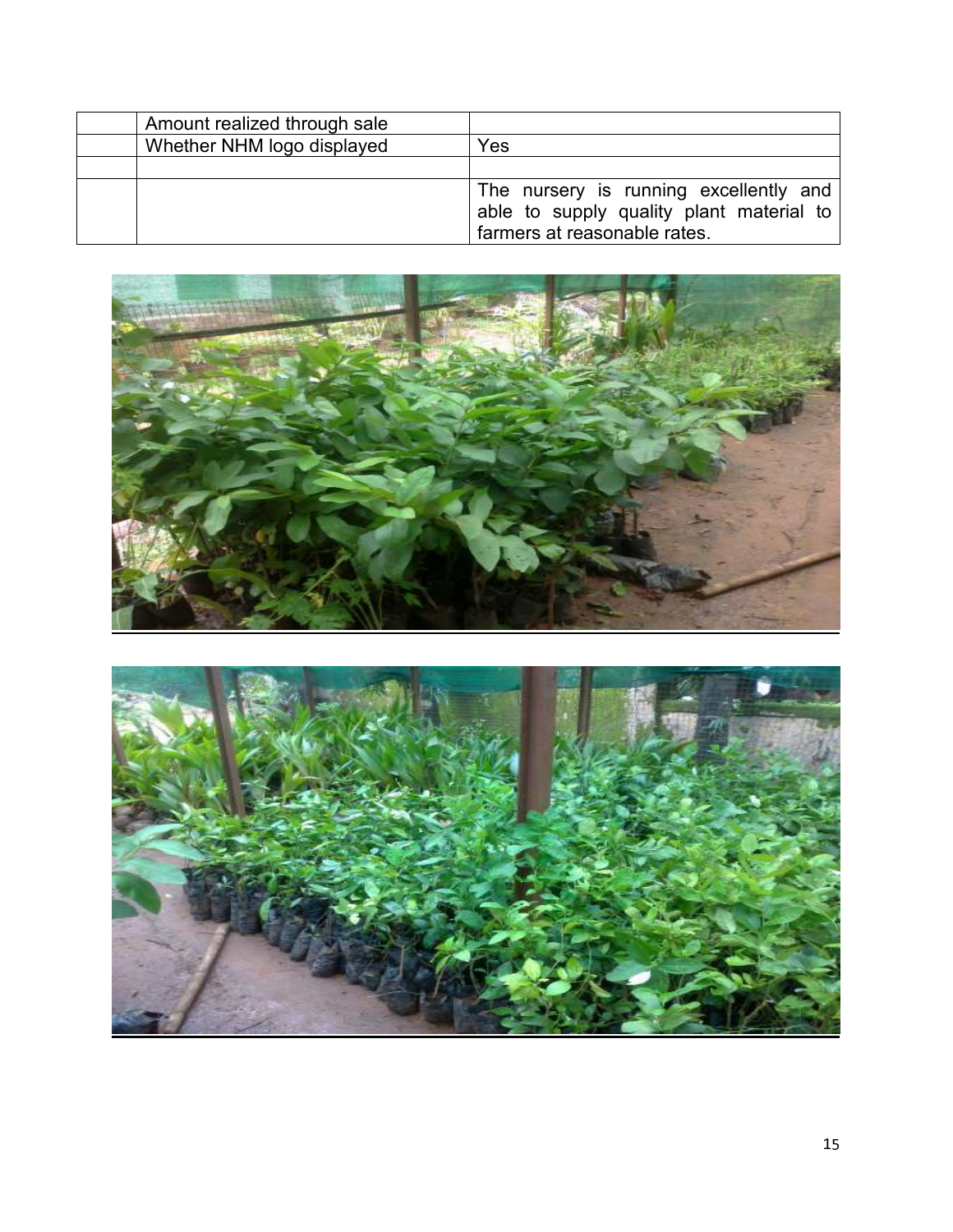| | | |
|---|---|---|
| | Amount realized through sale | |
| | Whether NHM logo displayed | Yes |
| | | |
| | | The nursery is running excellently and able to supply quality plant material to farmers at reasonable rates. |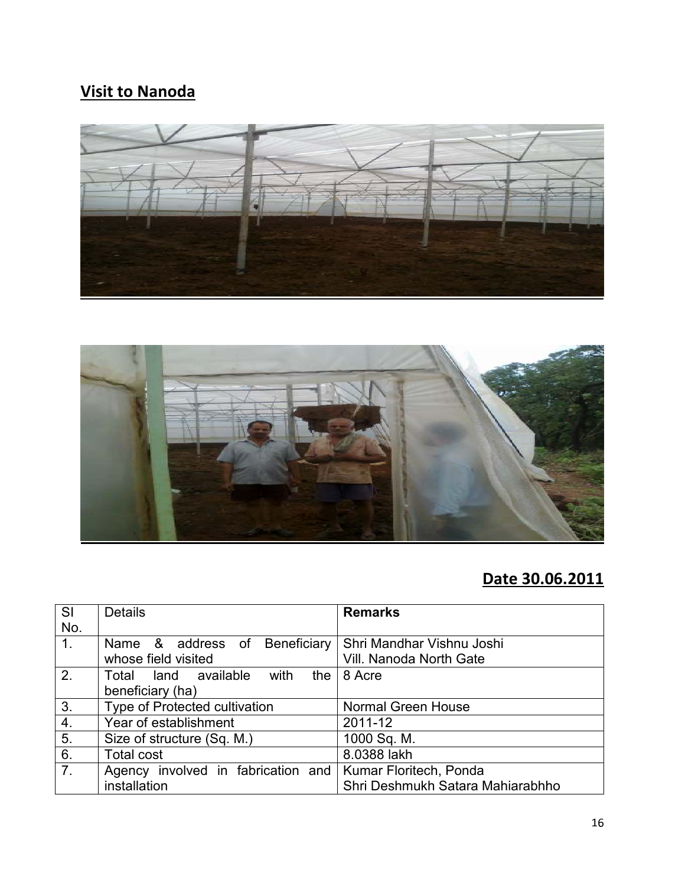## Visit to Nanoda

**Date 30.06.2011**

| Sl No. | Details | Remarks |
|---|---|---|
| 1. | Name & address of Beneficiary whose field visited | Shri Mandhar Vishnu Joshi<br>Vill. Nanoda North Gate |
| 2. | Total land available with the beneficiary (ha) | 8 Acre |
| 3. | Type of Protected cultivation | Normal Green House |
| 4. | Year of establishment | 2011-12 |
| 5. | Size of structure (Sq. M.) | 1000 Sq. M. |
| 6. | Total cost | 8.0388 lakh |
| 7. | Agency involved in fabrication and installation | Kumar Floritech, Ponda<br>Shri Deshmukh Satara Mahiarabhho |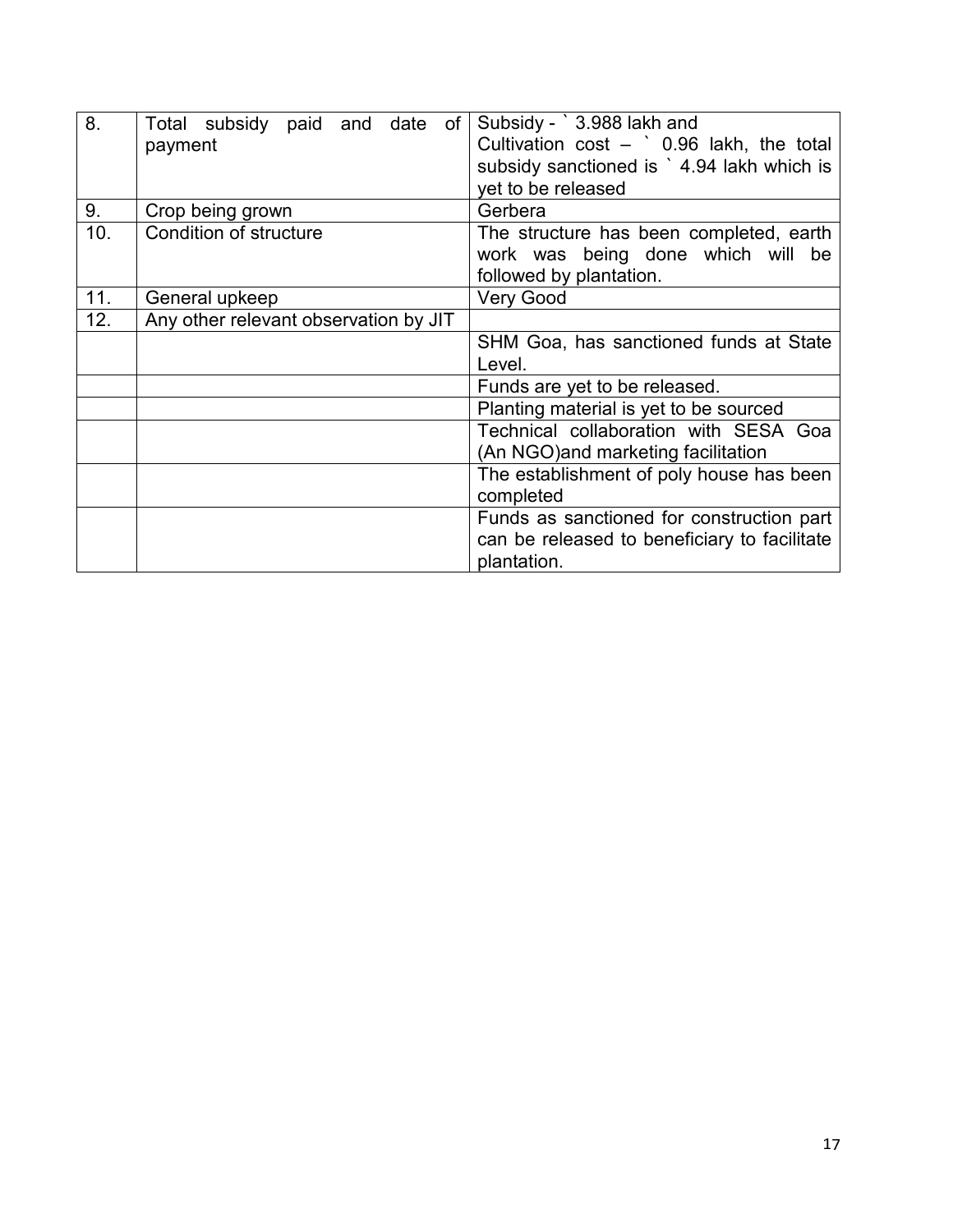| 8. | Total subsidy paid and date of payment | Subsidy - ` 3.988 lakh and Cultivation cost – ` 0.96 lakh, the total subsidy sanctioned is ` 4.94 lakh which is yet to be released |
|---|---|---|
| 9. | Crop being grown | Gerbera |
| 10. | Condition of structure | The structure has been completed, earth work was being done which will be followed by plantation. |
| 11. | General upkeep | Very Good |
| 12. | Any other relevant observation by JIT | |
| | | SHM Goa, has sanctioned funds at State Level. |
| | | Funds are yet to be released. |
| | | Planting material is yet to be sourced |
| | | Technical collaboration with SESA Goa (An NGO)and marketing facilitation |
| | | The establishment of poly house has been completed |
| | | Funds as sanctioned for construction part can be released to beneficiary to facilitate plantation. |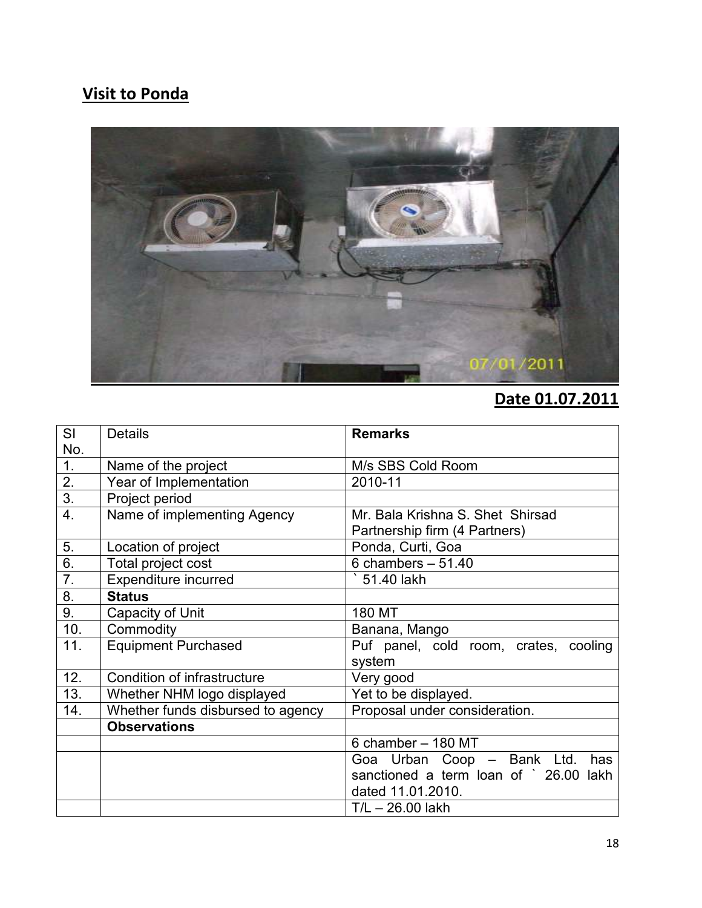## Visit to Ponda

**Date 01.07.2011**

| Sl No. | Details | Remarks |
|---|---|---|
| 1. | Name of the project | M/s SBS Cold Room |
| 2. | Year of Implementation | 2010-11 |
| 3. | Project period | |
| 4. | Name of implementing Agency | Mr. Bala Krishna S. Shet Shirsad Partnership firm (4 Partners) |
| 5. | Location of project | Ponda, Curti, Goa |
| 6. | Total project cost | 6 chambers – 51.40 |
| 7. | Expenditure incurred | ` 51.40 lakh |
| 8. | **Status** | |
| 9. | Capacity of Unit | 180 MT |
| 10. | Commodity | Banana, Mango |
| 11. | Equipment Purchased | Puf panel, cold room, crates, cooling system |
| 12. | Condition of infrastructure | Very good |
| 13. | Whether NHM logo displayed | Yet to be displayed. |
| 14. | Whether funds disbursed to agency | Proposal under consideration. |
| | **Observations** | |
| | | 6 chamber – 180 MT |
| | | Goa Urban Coop – Bank Ltd. has sanctioned a term loan of ` 26.00 lakh dated 11.01.2010. |
| | | T/L – 26.00 lakh |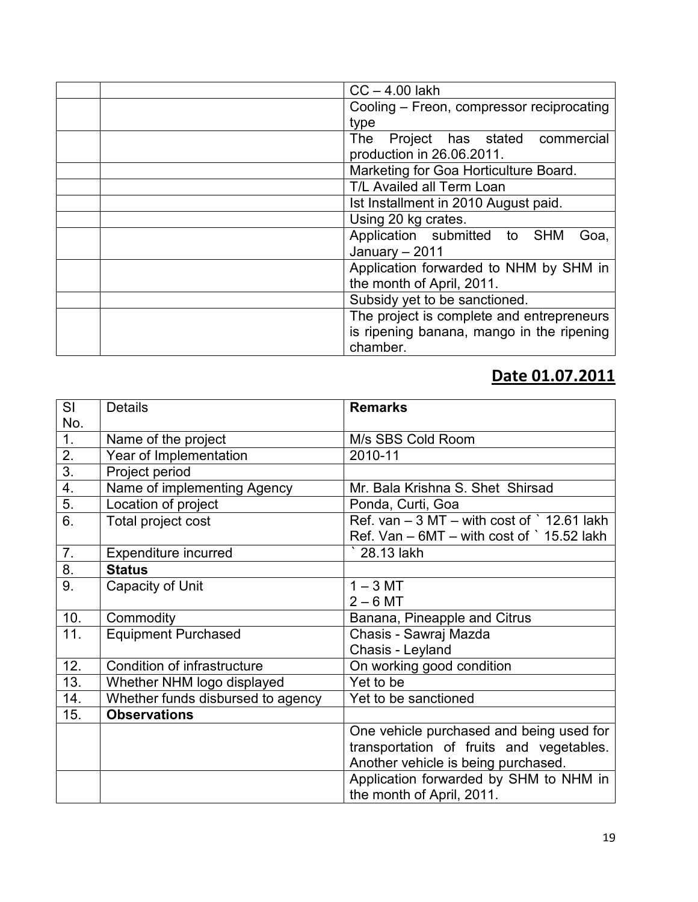| | | |
|---|---|---|
| | | CC – 4.00 lakh |
| | | Cooling – Freon, compressor reciprocating type |
| | | The Project has stated commercial production in 26.06.2011. |
| | | Marketing for Goa Horticulture Board. |
| | | T/L Availed all Term Loan |
| | | Ist Installment in 2010 August paid. |
| | | Using 20 kg crates. |
| | | Application submitted to SHM Goa, January – 2011 |
| | | Application forwarded to NHM by SHM in the month of April, 2011. |
| | | Subsidy yet to be sanctioned. |
| | | The project is complete and entrepreneurs is ripening banana, mango in the ripening chamber. |

## **Date 01.07.2011**

| Sl No. | Details | **Remarks** |
|---|---|---|
| 1. | Name of the project | M/s SBS Cold Room |
| 2. | Year of Implementation | 2010-11 |
| 3. | Project period | |
| 4. | Name of implementing Agency | Mr. Bala Krishna S. Shet Shirsad |
| 5. | Location of project | Ponda, Curti, Goa |
| 6. | Total project cost | Ref. van – 3 MT – with cost of ` 12.61 lakh<br>Ref. Van – 6MT – with cost of ` 15.52 lakh |
| 7. | Expenditure incurred | ` 28.13 lakh |
| 8. | **Status** | |
| 9. | Capacity of Unit | 1 – 3 MT<br>2 – 6 MT |
| 10. | Commodity | Banana, Pineapple and Citrus |
| 11. | Equipment Purchased | Chasis - Sawraj Mazda<br>Chasis - Leyland |
| 12. | Condition of infrastructure | On working good condition |
| 13. | Whether NHM logo displayed | Yet to be |
| 14. | Whether funds disbursed to agency | Yet to be sanctioned |
| 15. | **Observations** | |
| | | One vehicle purchased and being used for transportation of fruits and vegetables. Another vehicle is being purchased. |
| | | Application forwarded by SHM to NHM in the month of April, 2011. |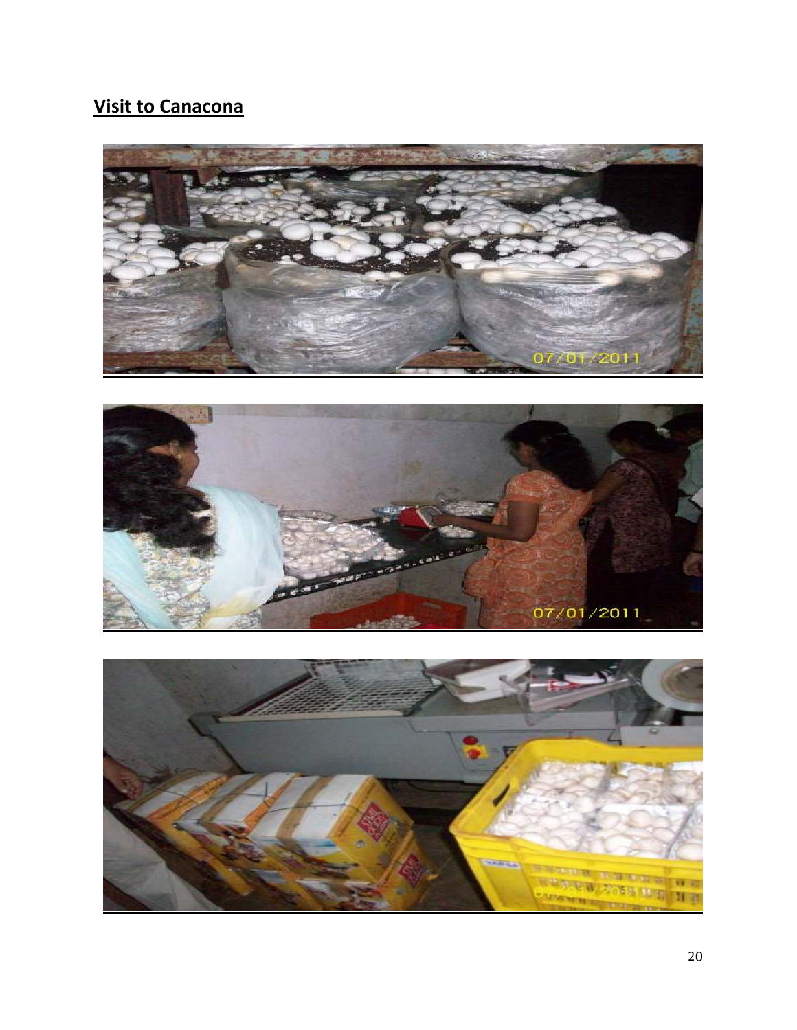## Visit to Canacona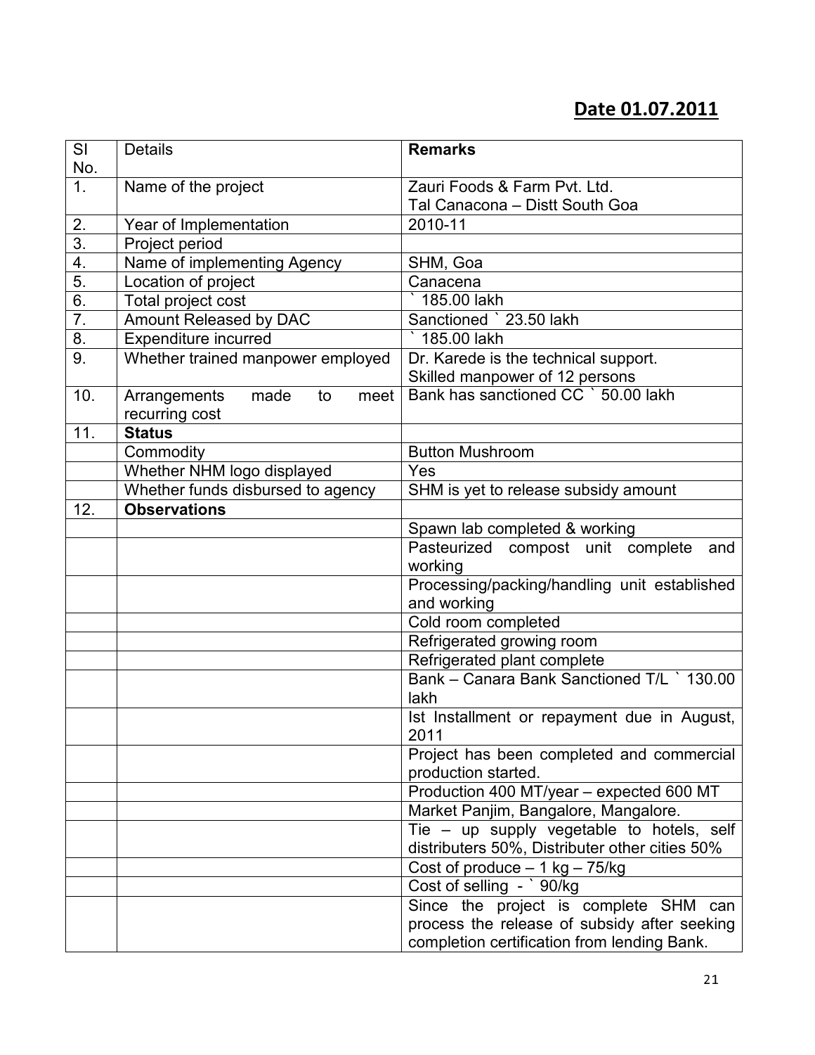**Date 01.07.2011**

| Sl No. | Details | Remarks |
|---|---|---|
| 1. | Name of the project | Zauri Foods & Farm Pvt. Ltd.<br>Tal Canacona – Distt South Goa |
| 2. | Year of Implementation | 2010-11 |
| 3. | Project period | |
| 4. | Name of implementing Agency | SHM, Goa |
| 5. | Location of project | Canacena |
| 6. | Total project cost | ` 185.00 lakh |
| 7. | Amount Released by DAC | Sanctioned ` 23.50 lakh |
| 8. | Expenditure incurred | ` 185.00 lakh |
| 9. | Whether trained manpower employed | Dr. Karede is the technical support.<br>Skilled manpower of 12 persons |
| 10. | Arrangements made to meet recurring cost | Bank has sanctioned CC ` 50.00 lakh |
| 11. | **Status** | |
| | Commodity | Button Mushroom |
| | Whether NHM logo displayed | Yes |
| | Whether funds disbursed to agency | SHM is yet to release subsidy amount |
| 12. | **Observations** | |
| | | Spawn lab completed & working |
| | | Pasteurized compost unit complete and working |
| | | Processing/packing/handling unit established and working |
| | | Cold room completed |
| | | Refrigerated growing room |
| | | Refrigerated plant complete |
| | | Bank – Canara Bank Sanctioned T/L ` 130.00 lakh |
| | | Ist Installment or repayment due in August, 2011 |
| | | Project has been completed and commercial production started. |
| | | Production 400 MT/year – expected 600 MT |
| | | Market Panjim, Bangalore, Mangalore. |
| | | Tie – up supply vegetable to hotels, self distributers 50%, Distributer other cities 50% |
| | | Cost of produce – 1 kg – 75/kg |
| | | Cost of selling - ` 90/kg |
| | | Since the project is complete SHM can process the release of subsidy after seeking completion certification from lending Bank. |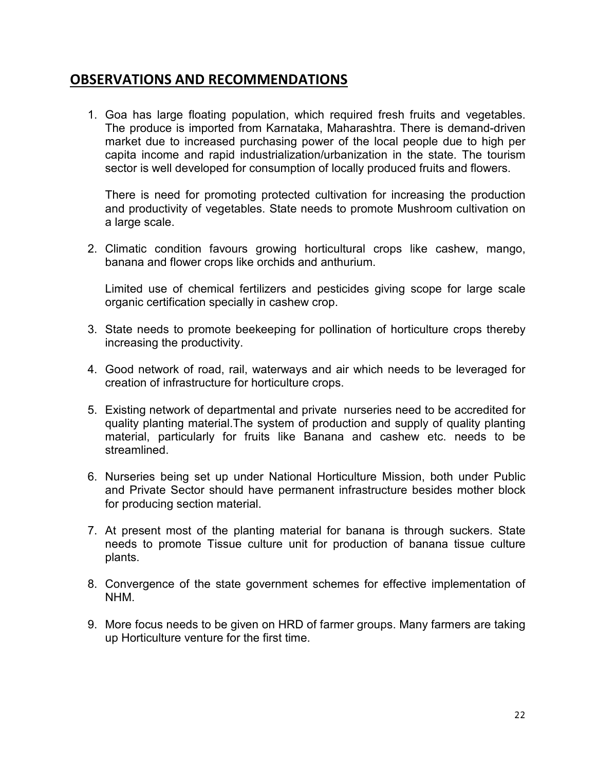## OBSERVATIONS AND RECOMMENDATIONS

1. Goa has large floating population, which required fresh fruits and vegetables. The produce is imported from Karnataka, Maharashtra. There is demand-driven market due to increased purchasing power of the local people due to high per capita income and rapid industrialization/urbanization in the state. The tourism sector is well developed for consumption of locally produced fruits and flowers.

   There is need for promoting protected cultivation for increasing the production and productivity of vegetables. State needs to promote Mushroom cultivation on a large scale.

2. Climatic condition favours growing horticultural crops like cashew, mango, banana and flower crops like orchids and anthurium.

   Limited use of chemical fertilizers and pesticides giving scope for large scale organic certification specially in cashew crop.

3. State needs to promote beekeeping for pollination of horticulture crops thereby increasing the productivity.

4. Good network of road, rail, waterways and air which needs to be leveraged for creation of infrastructure for horticulture crops.

5. Existing network of departmental and private nurseries need to be accredited for quality planting material.The system of production and supply of quality planting material, particularly for fruits like Banana and cashew etc. needs to be streamlined.

6. Nurseries being set up under National Horticulture Mission, both under Public and Private Sector should have permanent infrastructure besides mother block for producing section material.

7. At present most of the planting material for banana is through suckers. State needs to promote Tissue culture unit for production of banana tissue culture plants.

8. Convergence of the state government schemes for effective implementation of NHM.

9. More focus needs to be given on HRD of farmer groups. Many farmers are taking up Horticulture venture for the first time.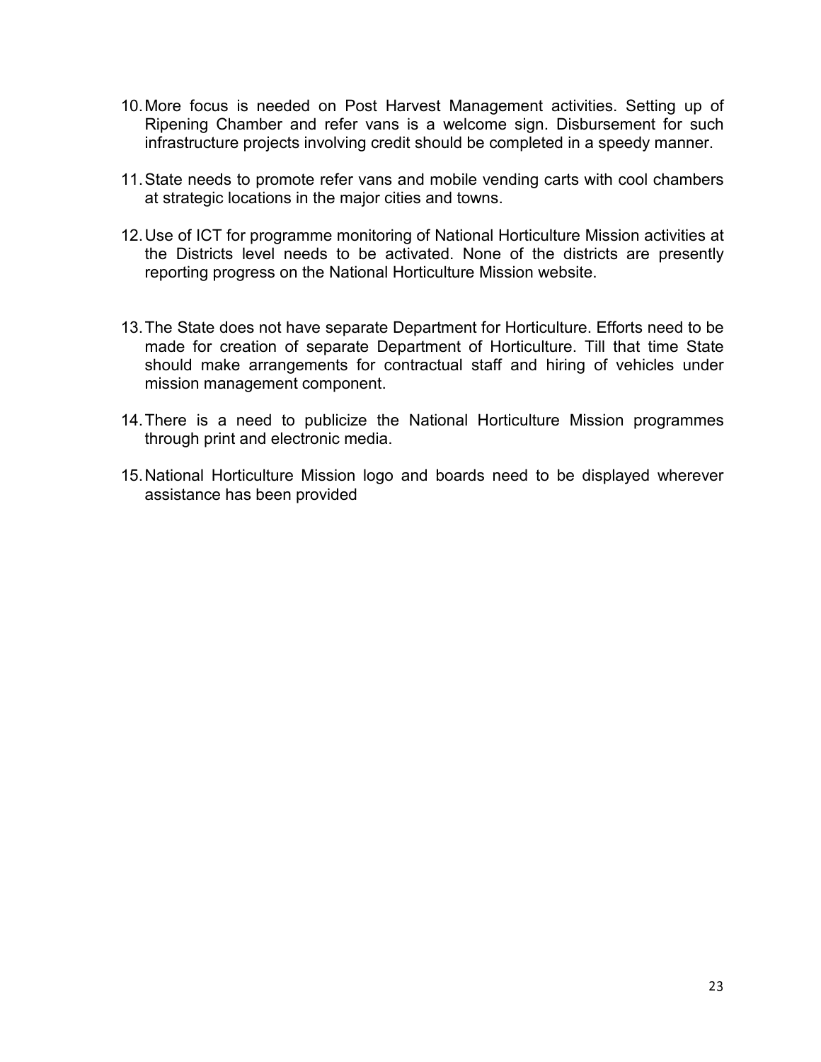10. More focus is needed on Post Harvest Management activities. Setting up of Ripening Chamber and refer vans is a welcome sign. Disbursement for such infrastructure projects involving credit should be completed in a speedy manner.

11. State needs to promote refer vans and mobile vending carts with cool chambers at strategic locations in the major cities and towns.

12. Use of ICT for programme monitoring of National Horticulture Mission activities at the Districts level needs to be activated. None of the districts are presently reporting progress on the National Horticulture Mission website.

13. The State does not have separate Department for Horticulture. Efforts need to be made for creation of separate Department of Horticulture. Till that time State should make arrangements for contractual staff and hiring of vehicles under mission management component.

14. There is a need to publicize the National Horticulture Mission programmes through print and electronic media.

15. National Horticulture Mission logo and boards need to be displayed wherever assistance has been provided